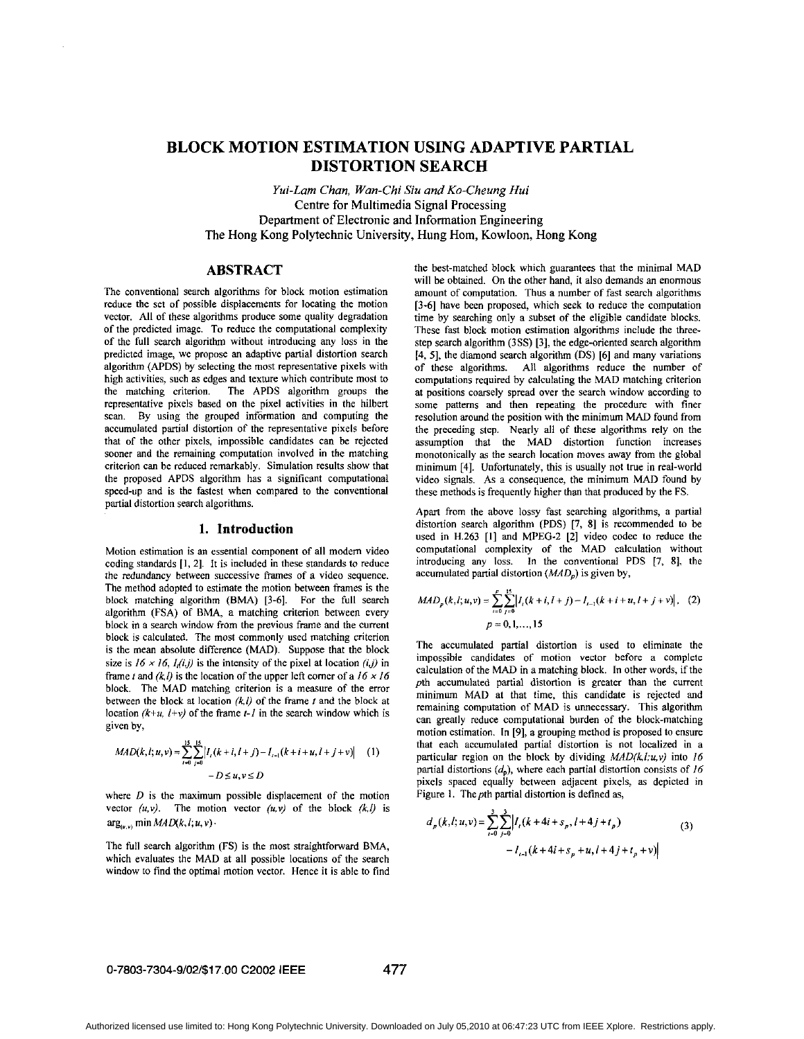# BLOCK MOTION ESTIMATION USING ADAPTIVE PARTIAL DISTORTION SEARCH

*Yui-Lam Chan, Wan-Chi Siu and Ko-Cheung Hui*
Centre for Multimedia Signal Processing
Department of Electronic and Information Engineering
The Hong Kong Polytechnic University, Hung Hom, Kowloon, Hong Kong

## ABSTRACT

The conventional search algorithms for block motion estimation reduce the set of possible displacements for locating the motion vector. All of these algorithms produce some quality degradation of the predicted image. To reduce the computational complexity of the full search algorithm without introducing any loss in the predicted image, we propose an adaptive partial distortion search algorithm (APDS) by selecting the most representative pixels with high activities, such as edges and texture which contribute most to the matching criterion. The APDS algorithm groups the representative pixels based on the pixel activities in the hilbert scan. By using the grouped information and computing the accumulated partial distortion of the representative pixels before that of the other pixels, impossible candidates can be rejected sooner and the remaining computation involved in the matching criterion can be reduced remarkably. Simulation results show that the proposed APDS algorithm has a significant computational speed-up and is the fastest when compared to the conventional partial distortion search algorithms.

## 1. Introduction

Motion estimation is an essential component of all modern video coding standards [1, 2]. It is included in these standards to reduce the redundancy between successive frames of a video sequence. The method adopted to estimate the motion between frames is the block matching algorithm (BMA) [3-6]. For the full search algorithm (FSA) of BMA, a matching criterion between every block in a search window from the previous frame and the current block is calculated. The most commonly used matching criterion is the mean absolute difference (MAD). Suppose that the block size is $16 \times 16$, $I_t(i,j)$ is the intensity of the pixel at location $(i,j)$ in frame $t$ and $(k,l)$ is the location of the upper left corner of a $16 \times 16$ block. The MAD matching criterion is a measure of the error between the block at location $(k,l)$ of the frame $t$ and the block at location $(k+u, l+v)$ of the frame $t-1$ in the search window which is given by,

$$MAD(k,l;u,v) = \sum_{i=0}^{15}\sum_{j=0}^{15}\left|I_t(k+i,l+j) - I_{t-1}(k+i+u,l+j+v)\right| \quad (1)$$
$$-D \le u,v \le D$$

where $D$ is the maximum possible displacement of the motion vector $(u,v)$. The motion vector $(u,v)$ of the block $(k,l)$ is $\arg_{(u,v)} \min MAD(k,l;u,v)$.

The full search algorithm (FS) is the most straightforward BMA, which evaluates the MAD at all possible locations of the search window to find the optimal motion vector. Hence it is able to find the best-matched block which guarantees that the minimal MAD will be obtained. On the other hand, it also demands an enormous amount of computation. Thus a number of fast search algorithms [3-6] have been proposed, which seek to reduce the computation time by searching only a subset of the eligible candidate blocks. These fast block motion estimation algorithms include the three-step search algorithm (3SS) [3], the edge-oriented search algorithm [4, 5], the diamond search algorithm (DS) [6] and many variations of these algorithms. All algorithms reduce the number of computations required by calculating the MAD matching criterion at positions coarsely spread over the search window according to some patterns and then repeating the procedure with finer resolution around the position with the minimum MAD found from the preceding step. Nearly all of these algorithms rely on the assumption that the MAD distortion function increases monotonically as the search location moves away from the global minimum [4]. Unfortunately, this is usually not true in real-world video signals. As a consequence, the minimum MAD found by these methods is frequently higher than that produced by the FS.

Apart from the above lossy fast searching algorithms, a partial distortion search algorithm (PDS) [7, 8] is recommended to be used in H.263 [1] and MPEG-2 [2] video codec to reduce the computational complexity of the MAD calculation without introducing any loss. In the conventional PDS [7, 8], the accumulated partial distortion ($MAD_p$) is given by,

$$MAD_p(k,l;u,v) = \sum_{i=0}^{p}\sum_{j=0}^{15}\left|I_t(k+i,l+j) - I_{t-1}(k+i+u,l+j+v)\right|, \quad (2)$$
$$p = 0,1,\ldots,15$$

The accumulated partial distortion is used to eliminate the impossible candidates of motion vector before a complete calculation of the MAD in a matching block. In other words, if the $p$th accumulated partial distortion is greater than the current minimum MAD at that time, this candidate is rejected and remaining computation of MAD is unnecessary. This algorithm can greatly reduce computational burden of the block-matching motion estimation. In [9], a grouping method is proposed to ensure that each accumulated partial distortion is not localized in a particular region on the block by dividing $MAD(k,l;u,v)$ into $16$ partial distortions ($d_p$), where each partial distortion consists of $16$ pixels spaced equally between adjacent pixels, as depicted in Figure 1. The $p$th partial distortion is defined as,

$$d_p(k,l;u,v) = \sum_{i=0}^{3}\sum_{j=0}^{3}\left|I_t(k+4i+s_p, l+4j+t_p) - I_{t-1}(k+4i+s_p+u, l+4j+t_p+v)\right| \quad (3)$$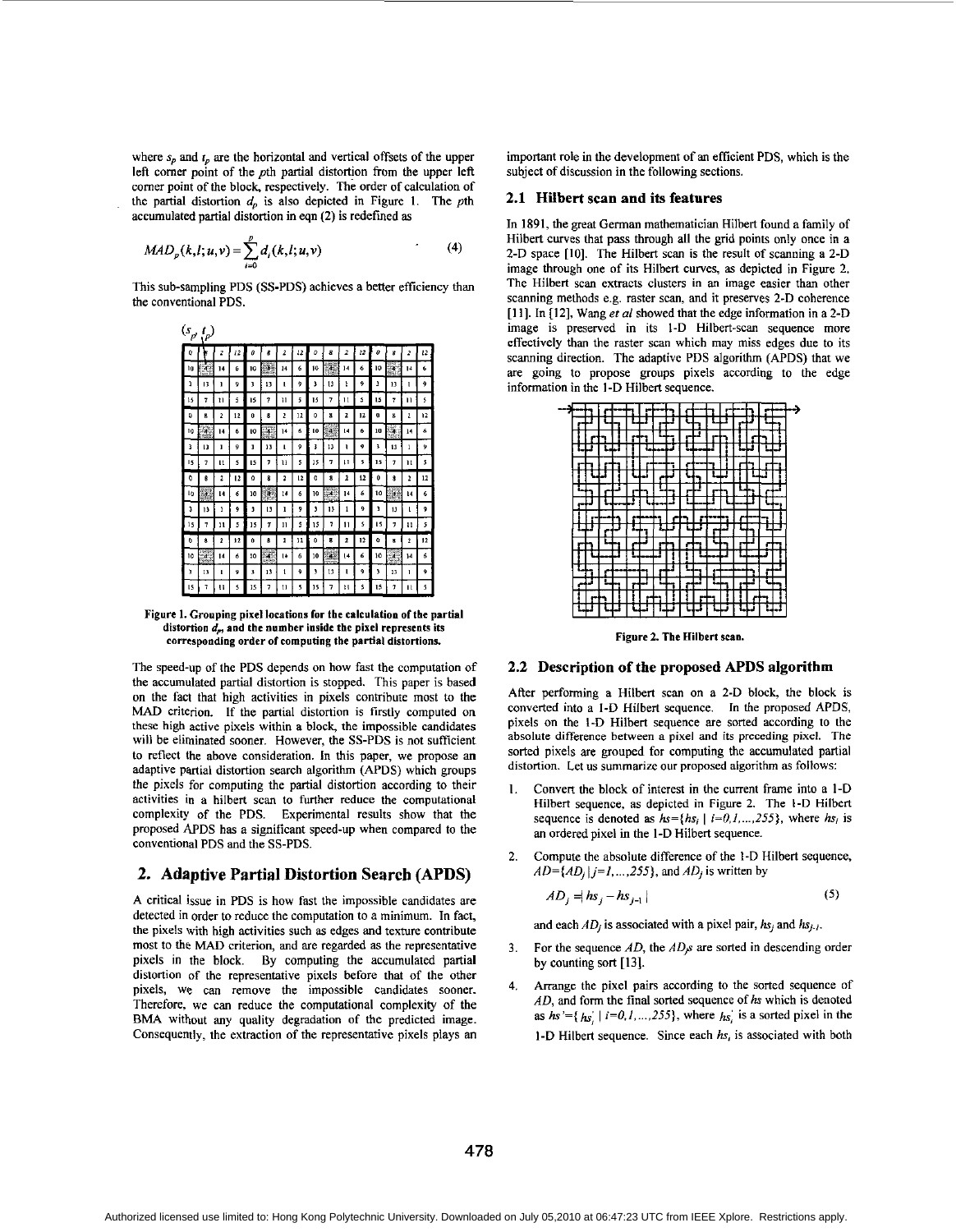where $s_p$ and $t_p$ are the horizontal and vertical offsets of the upper left corner point of the $p$th partial distortion from the upper left corner point of the block, respectively. The order of calculation of the partial distortion $d_p$ is also depicted in Figure 1. The $p$th accumulated partial distortion in eqn (2) is redefined as

$$MAD_p(k,l;u,v) = \sum_{i=0}^{p} d_i(k,l;u,v) \tag{4}$$

This sub-sampling PDS (SS-PDS) achieves a better efficiency than the conventional PDS.

**Figure 1. Grouping pixel locations for the calculation of the partial distortion $d_p$, and the number inside the pixel represents its corresponding order of computing the partial distortions.**

The speed-up of the PDS depends on how fast the computation of the accumulated partial distortion is stopped. This paper is based on the fact that high activities in pixels contribute most to the MAD criterion. If the partial distortion is firstly computed on these high active pixels within a block, the impossible candidates will be eliminated sooner. However, the SS-PDS is not sufficient to reflect the above consideration. In this paper, we propose an adaptive partial distortion search algorithm (APDS) which groups the pixels for computing the partial distortion according to their activities in a hilbert scan to further reduce the computational complexity of the PDS. Experimental results show that the proposed APDS has a significant speed-up when compared to the conventional PDS and the SS-PDS.

## 2. Adaptive Partial Distortion Search (APDS)

A critical issue in PDS is how fast the impossible candidates are detected in order to reduce the computation to a minimum. In fact, the pixels with high activities such as edges and texture contribute most to the MAD criterion, and are regarded as the representative pixels in the block. By computing the accumulated partial distortion of the representative pixels before that of the other pixels, we can remove the impossible candidates sooner. Therefore, we can reduce the computational complexity of the BMA without any quality degradation of the predicted image. Consequently, the extraction of the representative pixels plays an important role in the development of an efficient PDS, which is the subject of discussion in the following sections.

### 2.1 Hilbert scan and its features

In 1891, the great German mathematician Hilbert found a family of Hilbert curves that pass through all the grid points only once in a 2-D space [10]. The Hilbert scan is the result of scanning a 2-D image through one of its Hilbert curves, as depicted in Figure 2. The Hilbert scan extracts clusters in an image easier than other scanning methods e.g. raster scan, and it preserves 2-D coherence [11]. In [12], Wang *et al* showed that the edge information in a 2-D image is preserved in its 1-D Hilbert-scan sequence more effectively than the raster scan which may miss edges due to its scanning direction. The adaptive PDS algorithm (APDS) that we are going to propose groups pixels according to the edge information in the 1-D Hilbert sequence.

**Figure 2. The Hilbert scan.**

### 2.2 Description of the proposed APDS algorithm

After performing a Hilbert scan on a 2-D block, the block is converted into a 1-D Hilbert sequence. In the proposed APDS, pixels on the 1-D Hilbert sequence are sorted according to the absolute difference between a pixel and its preceding pixel. The sorted pixels are grouped for computing the accumulated partial distortion. Let us summarize our proposed algorithm as follows:

1. Convert the block of interest in the current frame into a 1-D Hilbert sequence, as depicted in Figure 2. The 1-D Hilbert sequence is denoted as $hs=\{hs_i \mid i=0,1,\ldots,255\}$, where $hs_i$ is an ordered pixel in the 1-D Hilbert sequence.

2. Compute the absolute difference of the 1-D Hilbert sequence, $AD=\{AD_j \mid j=1,\ldots,255\}$, and $AD_j$ is written by

$$AD_j = | hs_j - hs_{j-1} | \tag{5}$$

and each $AD_j$ is associated with a pixel pair, $hs_j$ and $hs_{j-1}$.

3. For the sequence $AD$, the $AD_j$s are sorted in descending order by counting sort [13].

4. Arrange the pixel pairs according to the sorted sequence of $AD$, and form the final sorted sequence of $hs$ which is denoted as $hs'=\{hs_i' \mid i=0,1,\ldots,255\}$, where $hs_i'$ is a sorted pixel in the 1-D Hilbert sequence. Since each $hs_i$ is associated with both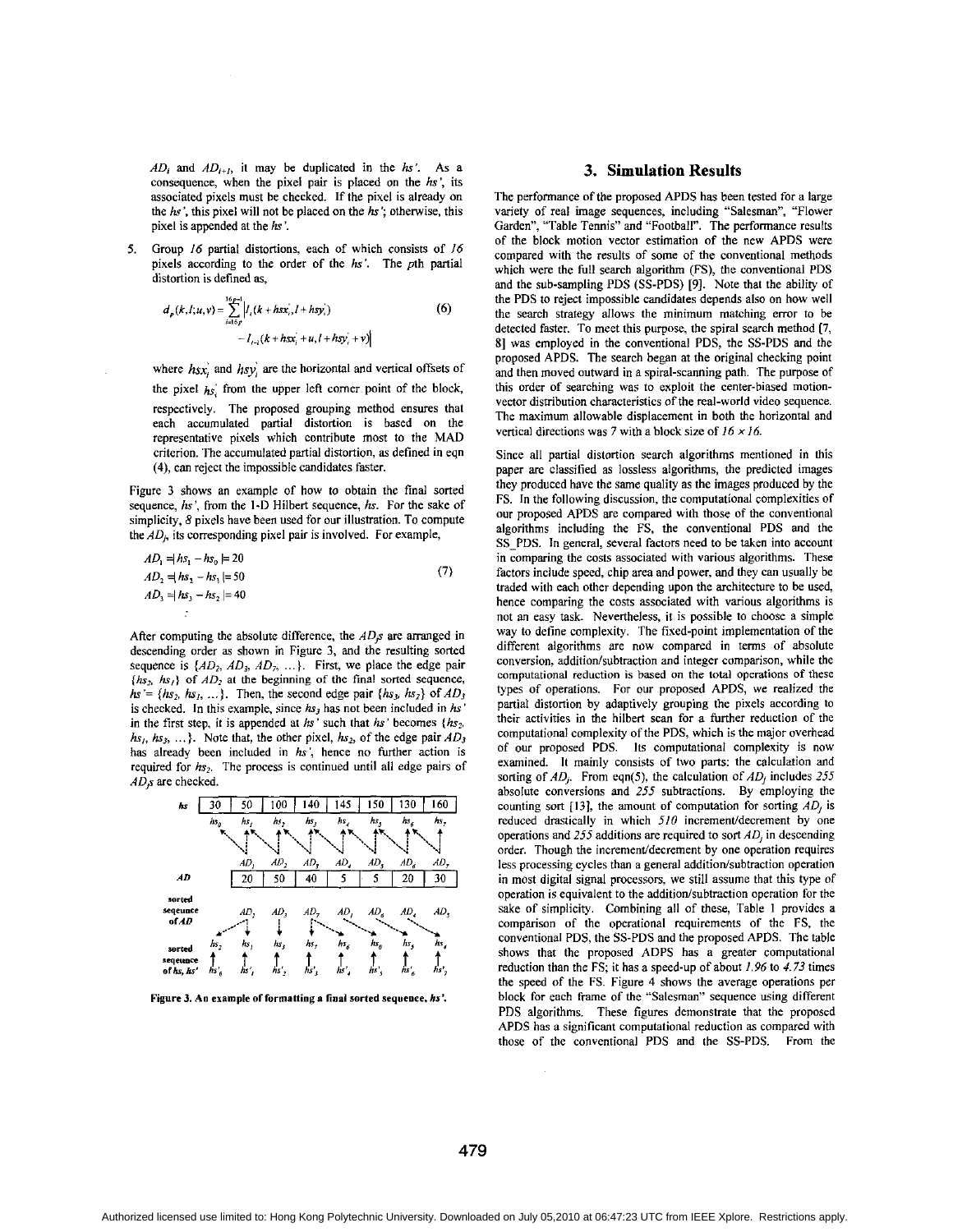$AD_i$ and $AD_{i+1}$, it may be duplicated in the $hs'$. As a consequence, when the pixel pair is placed on the $hs'$, its associated pixels must be checked. If the pixel is already on the $hs'$, this pixel will not be placed on the $hs'$; otherwise, this pixel is appended at the $hs'$.

5. Group *16* partial distortions, each of which consists of *16* pixels according to the order of the $hs'$. The *p*th partial distortion is defined as,

$$d_p(k,l;u,v) = \sum_{i=16p}^{16p-1} \left| I_t(k+hsx_i', l+hsy_i') - I_{t-1}(k+hsx_i'+u, l+hsy_i'+v) \right| \quad (6)$$

where $hsx_i'$ and $hsy_i'$ are the horizontal and vertical offsets of the pixel $hs_i'$ from the upper left corner point of the block, respectively. The proposed grouping method ensures that each accumulated partial distortion is based on the representative pixels which contribute most to the MAD criterion. The accumulated partial distortion, as defined in eqn (4), can reject the impossible candidates faster.

Figure 3 shows an example of how to obtain the final sorted sequence, $hs'$, from the 1-D Hilbert sequence, $hs$. For the sake of simplicity, *8* pixels have been used for our illustration. To compute the $AD_j$, its corresponding pixel pair is involved. For example,

$$\begin{aligned} AD_1 &= |hs_1 - hs_0| = 20 \\ AD_2 &= |hs_2 - hs_1| = 50 \\ AD_3 &= |hs_3 - hs_2| = 40 \\ &\vdots \end{aligned} \quad (7)$$

After computing the absolute difference, the $AD_j$s are arranged in descending order as shown in Figure 3, and the resulting sorted sequence is $\{AD_2, AD_3, AD_7, \ldots\}$. First, we place the edge pair $\{hs_2, hs_1\}$ of $AD_2$ at the beginning of the final sorted sequence, $hs' = \{hs_2, hs_1, \ldots\}$. Then, the second edge pair $\{hs_3, hs_2\}$ of $AD_3$ is checked. In this example, since $hs_3$ has not been included in $hs'$ in the first step, it is appended at $hs'$ such that $hs'$ becomes $\{hs_2, hs_1, hs_3, \ldots\}$. Note that, the other pixel, $hs_2$, of the edge pair $AD_3$ has already been included in $hs'$, hence no further action is required for $hs_2$. The process is continued until all edge pairs of $AD_j$s are checked.

| $hs$ | 30 | 50 | 100 | 140 | 145 | 150 | 130 | 160 |
|---|---|---|---|---|---|---|---|---|
| | $hs_0$ | $hs_1$ | $hs_2$ | $hs_3$ | $hs_4$ | $hs_5$ | $hs_6$ | $hs_7$ |
| | | $AD_1$ | $AD_2$ | $AD_3$ | $AD_4$ | $AD_5$ | $AD_6$ | $AD_7$ |
| $AD$ | | 20 | 50 | 40 | 5 | 5 | 20 | 30 |
| sorted sequence of $AD$ | | $AD_2$ | $AD_3$ | $AD_7$ | $AD_1$ | $AD_6$ | $AD_4$ | $AD_5$ |
| sorted sequence of $hs$, $hs'$ | $hs_2$ | $hs_1$ | $hs_3$ | $hs_7$ | $hs_6$ | $hs_0$ | $hs_5$ | $hs_4$ |
| | $hs'_0$ | $hs'_1$ | $hs'_2$ | $hs'_3$ | $hs'_4$ | $hs'_5$ | $hs'_6$ | $hs'_7$ |

**Figure 3. An example of formatting a final sorted sequence, $hs'$.**

## 3. Simulation Results

The performance of the proposed APDS has been tested for a large variety of real image sequences, including "Salesman", "Flower Garden", "Table Tennis" and "Football". The performance results of the block motion vector estimation of the new APDS were compared with the results of some of the conventional methods which were the full search algorithm (FS), the conventional PDS and the sub-sampling PDS (SS-PDS) [9]. Note that the ability of the PDS to reject impossible candidates depends also on how well the search strategy allows the minimum matching error to be detected faster. To meet this purpose, the spiral search method [7, 8] was employed in the conventional PDS, the SS-PDS and the proposed APDS. The search began at the original checking point and then moved outward in a spiral-scanning path. The purpose of this order of searching was to exploit the center-biased motion-vector distribution characteristics of the real-world video sequence. The maximum allowable displacement in both the horizontal and vertical directions was *7* with a block size of *16 × 16*.

Since all partial distortion search algorithms mentioned in this paper are classified as lossless algorithms, the predicted images they produced have the same quality as the images produced by the FS. In the following discussion, the computational complexities of our proposed APDS are compared with those of the conventional algorithms including the FS, the conventional PDS and the SS_PDS. In general, several factors need to be taken into account in comparing the costs associated with various algorithms. These factors include speed, chip area and power, and they can usually be traded with each other depending upon the architecture to be used, hence comparing the costs associated with various algorithms is not an easy task. Nevertheless, it is possible to choose a simple way to define complexity. The fixed-point implementation of the different algorithms are now compared in terms of absolute conversion, addition/subtraction and integer comparison, while the computational reduction is based on the total operations of these types of operations. For our proposed APDS, we realized the partial distortion by adaptively grouping the pixels according to their activities in the hilbert scan for a further reduction of the computational complexity of the PDS, which is the major overhead of our proposed PDS. Its computational complexity is now examined. It mainly consists of two parts: the calculation and sorting of $AD_j$. From eqn(5), the calculation of $AD_j$ includes *255* absolute conversions and *255* subtractions. By employing the counting sort [13], the amount of computation for sorting $AD_j$ is reduced drastically in which *510* increment/decrement by one operations and *255* additions are required to sort $AD_j$ in descending order. Though the increment/decrement by one operation requires less processing cycles than a general addition/subtraction operation in most digital signal processors, we still assume that this type of operation is equivalent to the addition/subtraction operation for the sake of simplicity. Combining all of these, Table 1 provides a comparison of the operational requirements of the FS, the conventional PDS, the SS-PDS and the proposed APDS. The table shows that the proposed ADPS has a greater computational reduction than the FS; it has a speed-up of about *1.96* to *4.73* times the speed of the FS. Figure 4 shows the average operations per block for each frame of the "Salesman" sequence using different PDS algorithms. These figures demonstrate that the proposed APDS has a significant computational reduction as compared with those of the conventional PDS and the SS-PDS. From the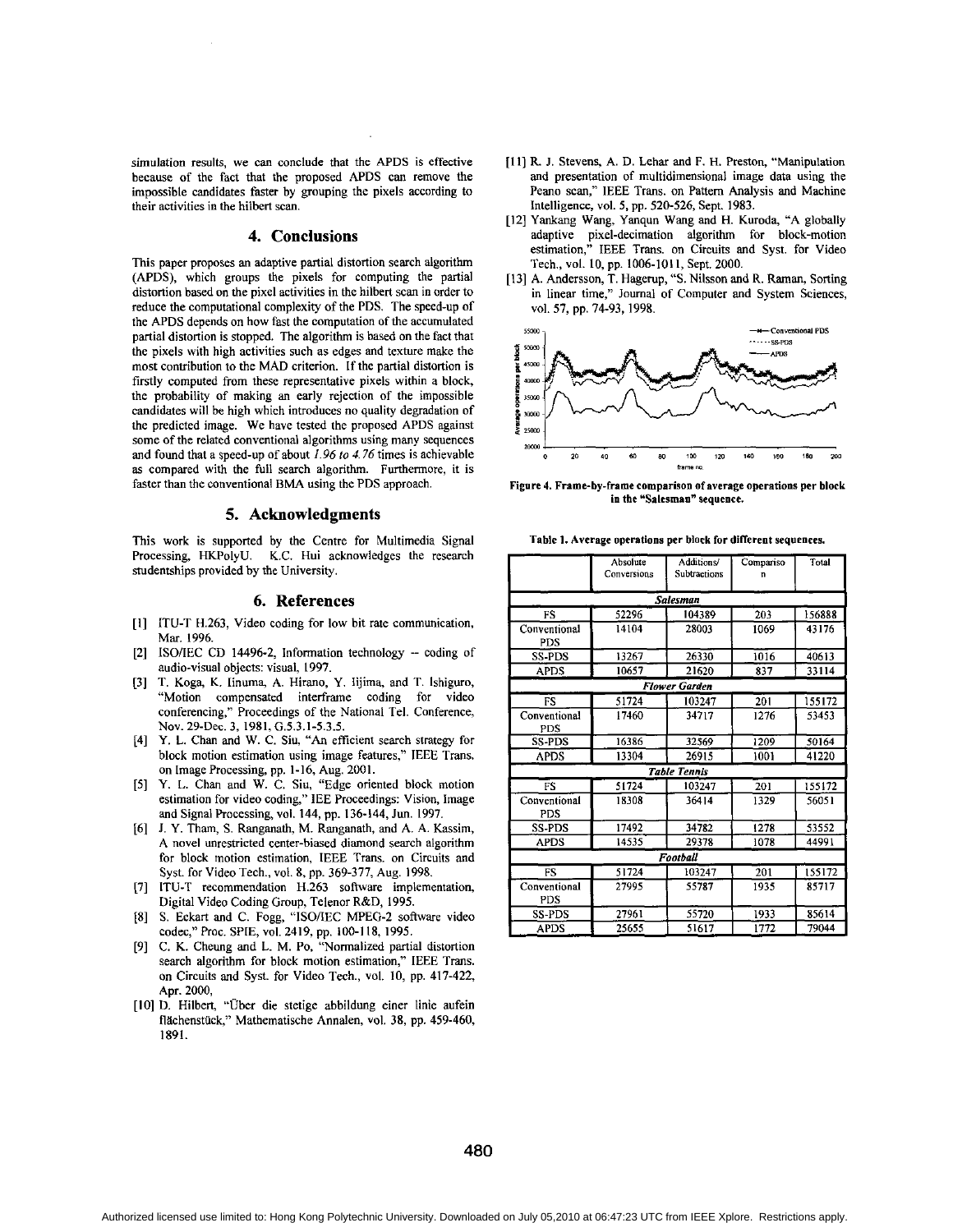simulation results, we can conclude that the APDS is effective because of the fact that the proposed APDS can remove the impossible candidates faster by grouping the pixels according to their activities in the hilbert scan.

## 4. Conclusions

This paper proposes an adaptive partial distortion search algorithm (APDS), which groups the pixels for computing the partial distortion based on the pixel activities in the hilbert scan in order to reduce the computational complexity of the PDS. The speed-up of the APDS depends on how fast the computation of the accumulated partial distortion is stopped. The algorithm is based on the fact that the pixels with high activities such as edges and texture make the most contribution to the MAD criterion. If the partial distortion is firstly computed from these representative pixels within a block, the probability of making an early rejection of the impossible candidates will be high which introduces no quality degradation of the predicted image. We have tested the proposed APDS against some of the related conventional algorithms using many sequences and found that a speed-up of about *1.96 to 4.76* times is achievable as compared with the full search algorithm. Furthermore, it is faster than the conventional BMA using the PDS approach.

## 5. Acknowledgments

This work is supported by the Centre for Multimedia Signal Processing, HKPolyU. K.C. Hui acknowledges the research studentships provided by the University.

## 6. References

[1] ITU-T H.263, Video coding for low bit rate communication, Mar. 1996.

[2] ISO/IEC CD 14496-2, Information technology -- coding of audio-visual objects: visual, 1997.

[3] T. Koga, K. Iinuma, A. Hirano, Y. Iijima, and T. Ishiguro, "Motion compensated interframe coding for video conferencing," Proceedings of the National Tel. Conference, Nov. 29-Dec. 3, 1981, G.5.3.1-5.3.5.

[4] Y. L. Chan and W. C. Siu, "An efficient search strategy for block motion estimation using image features," IEEE Trans. on Image Processing, pp. 1-16, Aug. 2001.

[5] Y. L. Chan and W. C. Siu, "Edge oriented block motion estimation for video coding," IEE Proceedings: Vision, Image and Signal Processing, vol. 144, pp. 136-144, Jun. 1997.

[6] J. Y. Tham, S. Ranganath, M. Ranganath, and A. A. Kassim, A novel unrestricted center-biased diamond search algorithm for block motion estimation, IEEE Trans. on Circuits and Syst. for Video Tech., vol. 8, pp. 369-377, Aug. 1998.

[7] ITU-T recommendation H.263 software implementation, Digital Video Coding Group, Telenor R&D, 1995.

[8] S. Eckart and C. Fogg, "ISO/IEC MPEG-2 software video codec," Proc. SPIE, vol. 2419, pp. 100-118, 1995.

[9] C. K. Cheung and L. M. Po, "Normalized partial distortion search algorithm for block motion estimation," IEEE Trans. on Circuits and Syst. for Video Tech., vol. 10, pp. 417-422, Apr. 2000,

[10] D. Hilbert, "Über die stetige abbildung einer linie aufein flächenstück," Mathematische Annalen, vol. 38, pp. 459-460, 1891.

[11] R. J. Stevens, A. D. Lehar and F. H. Preston, "Manipulation and presentation of multidimensional image data using the Peano scan," IEEE Trans. on Pattern Analysis and Machine Intelligence, vol. 5, pp. 520-526, Sept. 1983.

[12] Yankang Wang, Yanqun Wang and H. Kuroda, "A globally adaptive pixel-decimation algorithm for block-motion estimation," IEEE Trans. on Circuits and Syst. for Video Tech., vol. 10, pp. 1006-1011, Sept. 2000.

[13] A. Andersson, T. Hagerup, "S. Nilsson and R. Raman, Sorting in linear time," Journal of Computer and System Sciences, vol. 57, pp. 74-93, 1998.

Conventional PDS
SS-PDS
APDS
Average operations per block
55000
50000
45000
40000
35000
30000
25000
20000
0 20 40 60 80 100 120 140 160 180 200
frame no.

**Figure 4. Frame-by-frame comparison of average operations per block in the "Salesman" sequence.**

**Table 1. Average operations per block for different sequences.**

| | Absolute Conversions | Additions/ Subtractions | Comparison | Total |
|---|---|---|---|---|
| ***Salesman*** | | | | |
| FS | 52296 | 104389 | 203 | 156888 |
| Conventional PDS | 14104 | 28003 | 1069 | 43176 |
| SS-PDS | 13267 | 26330 | 1016 | 40613 |
| APDS | 10657 | 21620 | 837 | 33114 |
| ***Flower Garden*** | | | | |
| FS | 51724 | 103247 | 201 | 155172 |
| Conventional PDS | 17460 | 34717 | 1276 | 53453 |
| SS-PDS | 16386 | 32569 | 1209 | 50164 |
| APDS | 13304 | 26915 | 1001 | 41220 |
| ***Table Tennis*** | | | | |
| FS | 51724 | 103247 | 201 | 155172 |
| Conventional PDS | 18308 | 36414 | 1329 | 56051 |
| SS-PDS | 17492 | 34782 | 1278 | 53552 |
| APDS | 14535 | 29378 | 1078 | 44991 |
| ***Football*** | | | | |
| FS | 51724 | 103247 | 201 | 155172 |
| Conventional PDS | 27995 | 55787 | 1935 | 85717 |
| SS-PDS | 27961 | 55720 | 1933 | 85614 |
| APDS | 25655 | 51617 | 1772 | 79044 |